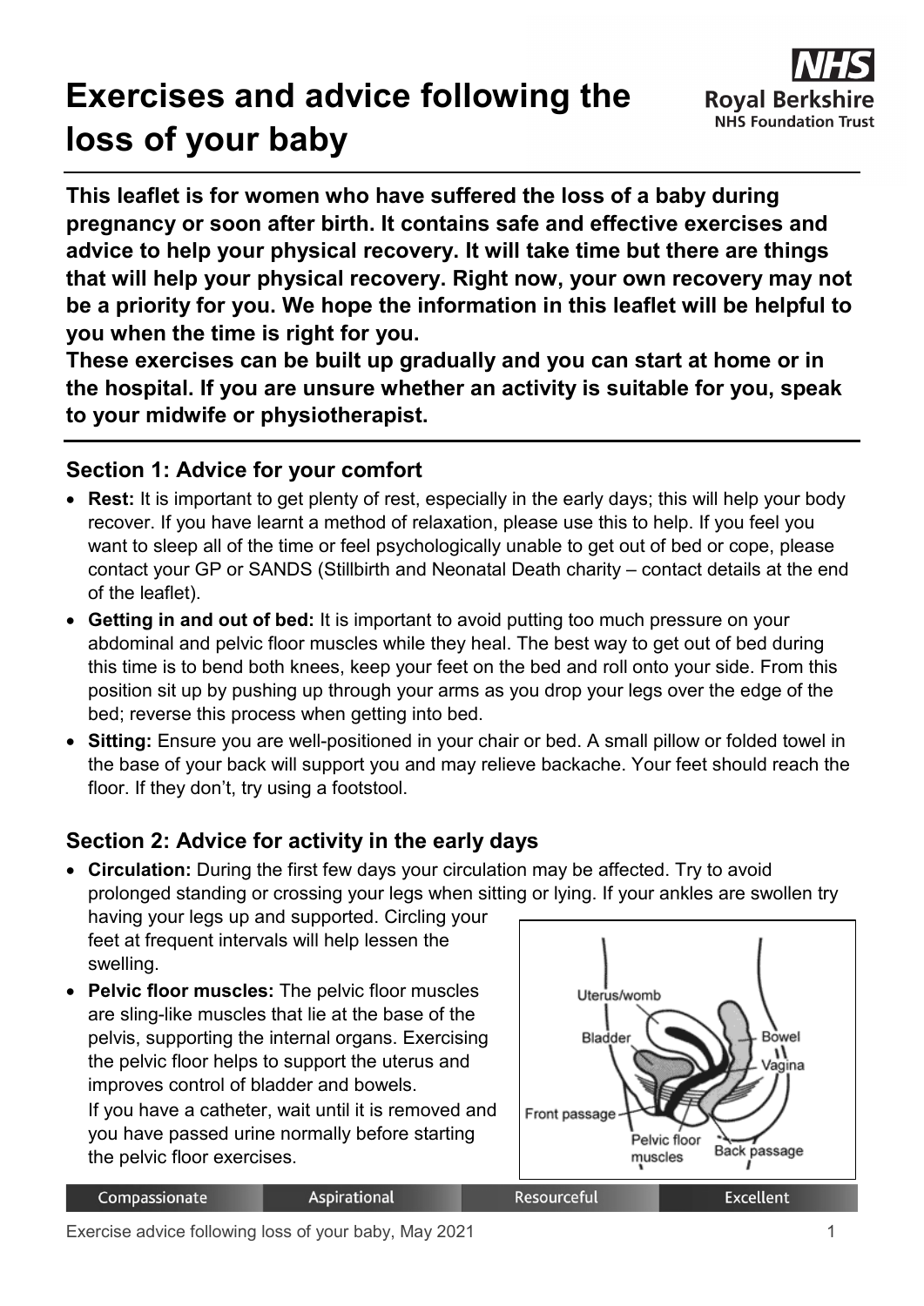# Exercises and advice following the loss of your baby

**This leaflet is for women who have suffered the loss of a baby during pregnancy or soon after birth. It contains safe and effective exercises and advice to help your physical recovery. It will take time but there are things that will help your physical recovery. Right now, your own recovery may not be a priority for you. We hope the information in this leaflet will be helpful to you when the time is right for you.**
**These exercises can be built up gradually and you can start at home or in the hospital. If you are unsure whether an activity is suitable for you, speak to your midwife or physiotherapist.**

## Section 1: Advice for your comfort

- **Rest:** It is important to get plenty of rest, especially in the early days; this will help your body recover. If you have learnt a method of relaxation, please use this to help. If you feel you want to sleep all of the time or feel psychologically unable to get out of bed or cope, please contact your GP or SANDS (Stillbirth and Neonatal Death charity – contact details at the end of the leaflet).
- **Getting in and out of bed:** It is important to avoid putting too much pressure on your abdominal and pelvic floor muscles while they heal. The best way to get out of bed during this time is to bend both knees, keep your feet on the bed and roll onto your side. From this position sit up by pushing up through your arms as you drop your legs over the edge of the bed; reverse this process when getting into bed.
- **Sitting:** Ensure you are well-positioned in your chair or bed. A small pillow or folded towel in the base of your back will support you and may relieve backache. Your feet should reach the floor. If they don't, try using a footstool.

## Section 2: Advice for activity in the early days

- **Circulation:** During the first few days your circulation may be affected. Try to avoid prolonged standing or crossing your legs when sitting or lying. If your ankles are swollen try having your legs up and supported. Circling your feet at frequent intervals will help lessen the swelling.
- **Pelvic floor muscles:** The pelvic floor muscles are sling-like muscles that lie at the base of the pelvis, supporting the internal organs. Exercising the pelvic floor helps to support the uterus and improves control of bladder and bowels.
  If you have a catheter, wait until it is removed and you have passed urine normally before starting the pelvic floor exercises.

Uterus/womb, Bladder, Bowel, Vagina, Front passage, Pelvic floor muscles, Back passage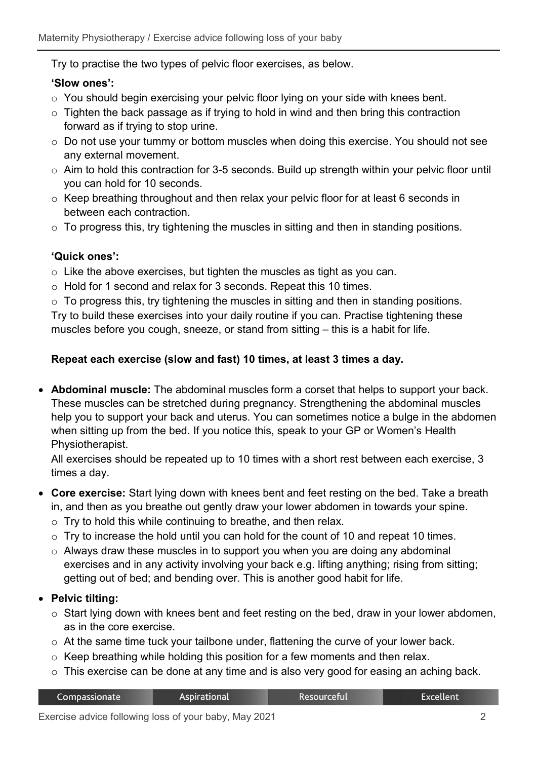Try to practise the two types of pelvic floor exercises, as below.

**'Slow ones':**

- You should begin exercising your pelvic floor lying on your side with knees bent.
- Tighten the back passage as if trying to hold in wind and then bring this contraction forward as if trying to stop urine.
- Do not use your tummy or bottom muscles when doing this exercise. You should not see any external movement.
- Aim to hold this contraction for 3-5 seconds. Build up strength within your pelvic floor until you can hold for 10 seconds.
- Keep breathing throughout and then relax your pelvic floor for at least 6 seconds in between each contraction.
- To progress this, try tightening the muscles in sitting and then in standing positions.

**'Quick ones':**

- Like the above exercises, but tighten the muscles as tight as you can.
- Hold for 1 second and relax for 3 seconds. Repeat this 10 times.
- To progress this, try tightening the muscles in sitting and then in standing positions.

Try to build these exercises into your daily routine if you can. Practise tightening these muscles before you cough, sneeze, or stand from sitting – this is a habit for life.

**Repeat each exercise (slow and fast) 10 times, at least 3 times a day.**

- **Abdominal muscle:** The abdominal muscles form a corset that helps to support your back. These muscles can be stretched during pregnancy. Strengthening the abdominal muscles help you to support your back and uterus. You can sometimes notice a bulge in the abdomen when sitting up from the bed. If you notice this, speak to your GP or Women's Health Physiotherapist.

  All exercises should be repeated up to 10 times with a short rest between each exercise, 3 times a day.

- **Core exercise:** Start lying down with knees bent and feet resting on the bed. Take a breath in, and then as you breathe out gently draw your lower abdomen in towards your spine.
  - Try to hold this while continuing to breathe, and then relax.
  - Try to increase the hold until you can hold for the count of 10 and repeat 10 times.
  - Always draw these muscles in to support you when you are doing any abdominal exercises and in any activity involving your back e.g. lifting anything; rising from sitting; getting out of bed; and bending over. This is another good habit for life.

- **Pelvic tilting:**
  - Start lying down with knees bent and feet resting on the bed, draw in your lower abdomen, as in the core exercise.
  - At the same time tuck your tailbone under, flattening the curve of your lower back.
  - Keep breathing while holding this position for a few moments and then relax.
  - This exercise can be done at any time and is also very good for easing an aching back.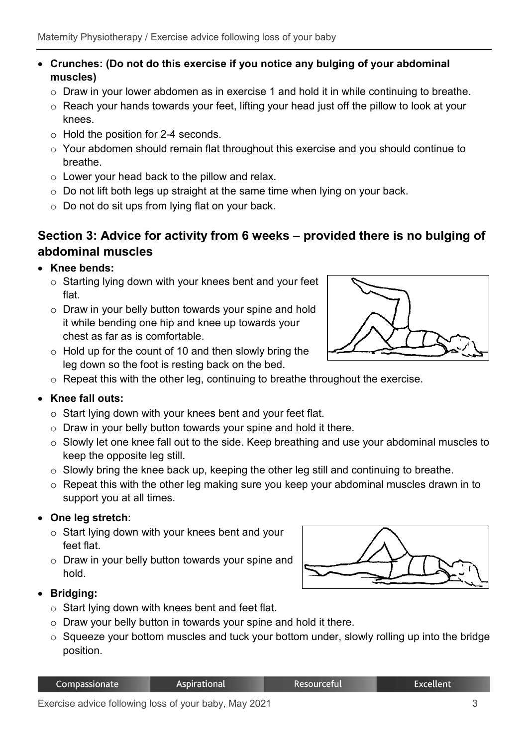- **Crunches: (Do not do this exercise if you notice any bulging of your abdominal muscles)**
  - Draw in your lower abdomen as in exercise 1 and hold it in while continuing to breathe.
  - Reach your hands towards your feet, lifting your head just off the pillow to look at your knees.
  - Hold the position for 2-4 seconds.
  - Your abdomen should remain flat throughout this exercise and you should continue to breathe.
  - Lower your head back to the pillow and relax.
  - Do not lift both legs up straight at the same time when lying on your back.
  - Do not do sit ups from lying flat on your back.

## Section 3: Advice for activity from 6 weeks – provided there is no bulging of abdominal muscles

- **Knee bends:**
  - Starting lying down with your knees bent and your feet flat.
  - Draw in your belly button towards your spine and hold it while bending one hip and knee up towards your chest as far as is comfortable.
  - Hold up for the count of 10 and then slowly bring the leg down so the foot is resting back on the bed.
  - Repeat this with the other leg, continuing to breathe throughout the exercise.
- **Knee fall outs:**
  - Start lying down with your knees bent and your feet flat.
  - Draw in your belly button towards your spine and hold it there.
  - Slowly let one knee fall out to the side. Keep breathing and use your abdominal muscles to keep the opposite leg still.
  - Slowly bring the knee back up, keeping the other leg still and continuing to breathe.
  - Repeat this with the other leg making sure you keep your abdominal muscles drawn in to support you at all times.
- **One leg stretch**:
  - Start lying down with your knees bent and your feet flat.
  - Draw in your belly button towards your spine and hold.
- **Bridging:**
  - Start lying down with knees bent and feet flat.
  - Draw your belly button in towards your spine and hold it there.
  - Squeeze your bottom muscles and tuck your bottom under, slowly rolling up into the bridge position.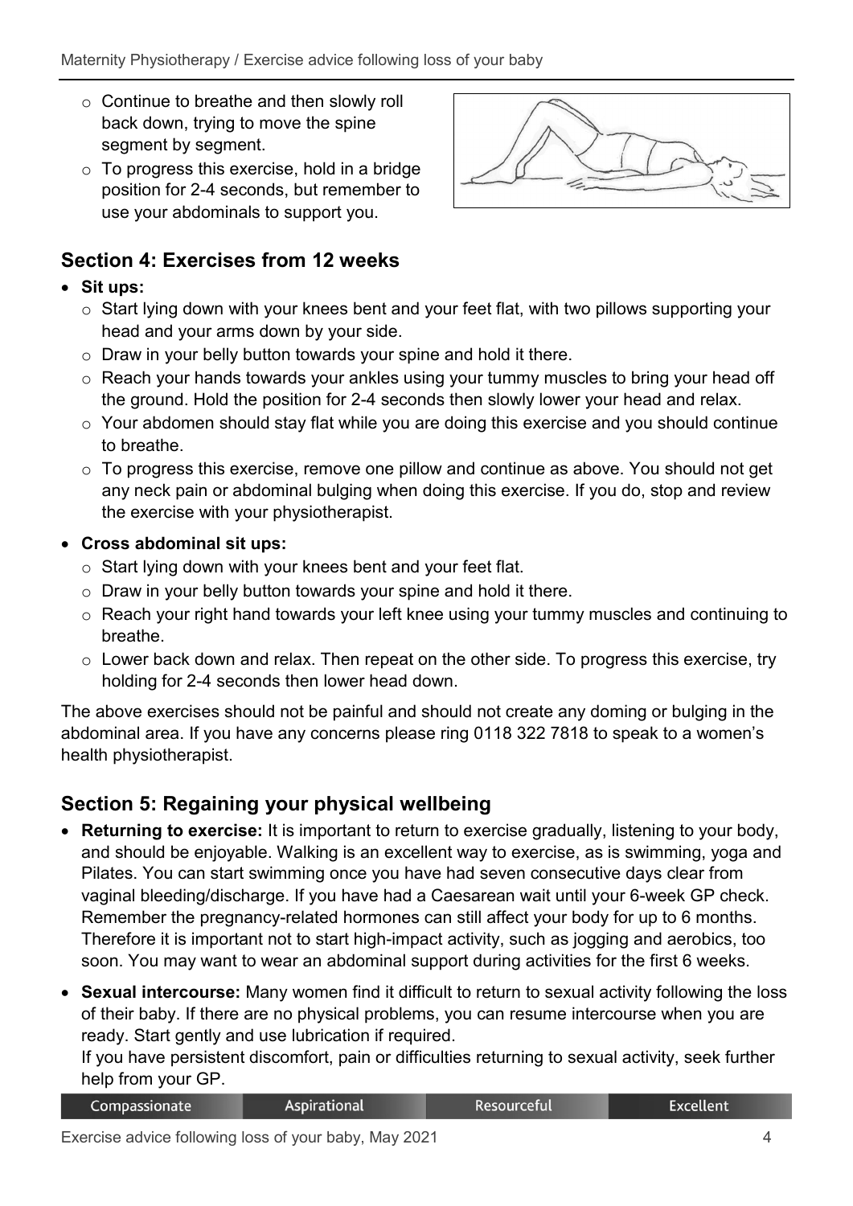- Continue to breathe and then slowly roll back down, trying to move the spine segment by segment.
- To progress this exercise, hold in a bridge position for 2-4 seconds, but remember to use your abdominals to support you.

## Section 4: Exercises from 12 weeks

- **Sit ups:**
  - Start lying down with your knees bent and your feet flat, with two pillows supporting your head and your arms down by your side.
  - Draw in your belly button towards your spine and hold it there.
  - Reach your hands towards your ankles using your tummy muscles to bring your head off the ground. Hold the position for 2-4 seconds then slowly lower your head and relax.
  - Your abdomen should stay flat while you are doing this exercise and you should continue to breathe.
  - To progress this exercise, remove one pillow and continue as above. You should not get any neck pain or abdominal bulging when doing this exercise. If you do, stop and review the exercise with your physiotherapist.
- **Cross abdominal sit ups:**
  - Start lying down with your knees bent and your feet flat.
  - Draw in your belly button towards your spine and hold it there.
  - Reach your right hand towards your left knee using your tummy muscles and continuing to breathe.
  - Lower back down and relax. Then repeat on the other side. To progress this exercise, try holding for 2-4 seconds then lower head down.

The above exercises should not be painful and should not create any doming or bulging in the abdominal area. If you have any concerns please ring 0118 322 7818 to speak to a women's health physiotherapist.

## Section 5: Regaining your physical wellbeing

- **Returning to exercise:** It is important to return to exercise gradually, listening to your body, and should be enjoyable. Walking is an excellent way to exercise, as is swimming, yoga and Pilates. You can start swimming once you have had seven consecutive days clear from vaginal bleeding/discharge. If you have had a Caesarean wait until your 6-week GP check. Remember the pregnancy-related hormones can still affect your body for up to 6 months. Therefore it is important not to start high-impact activity, such as jogging and aerobics, too soon. You may want to wear an abdominal support during activities for the first 6 weeks.
- **Sexual intercourse:** Many women find it difficult to return to sexual activity following the loss of their baby. If there are no physical problems, you can resume intercourse when you are ready. Start gently and use lubrication if required.
  If you have persistent discomfort, pain or difficulties returning to sexual activity, seek further help from your GP.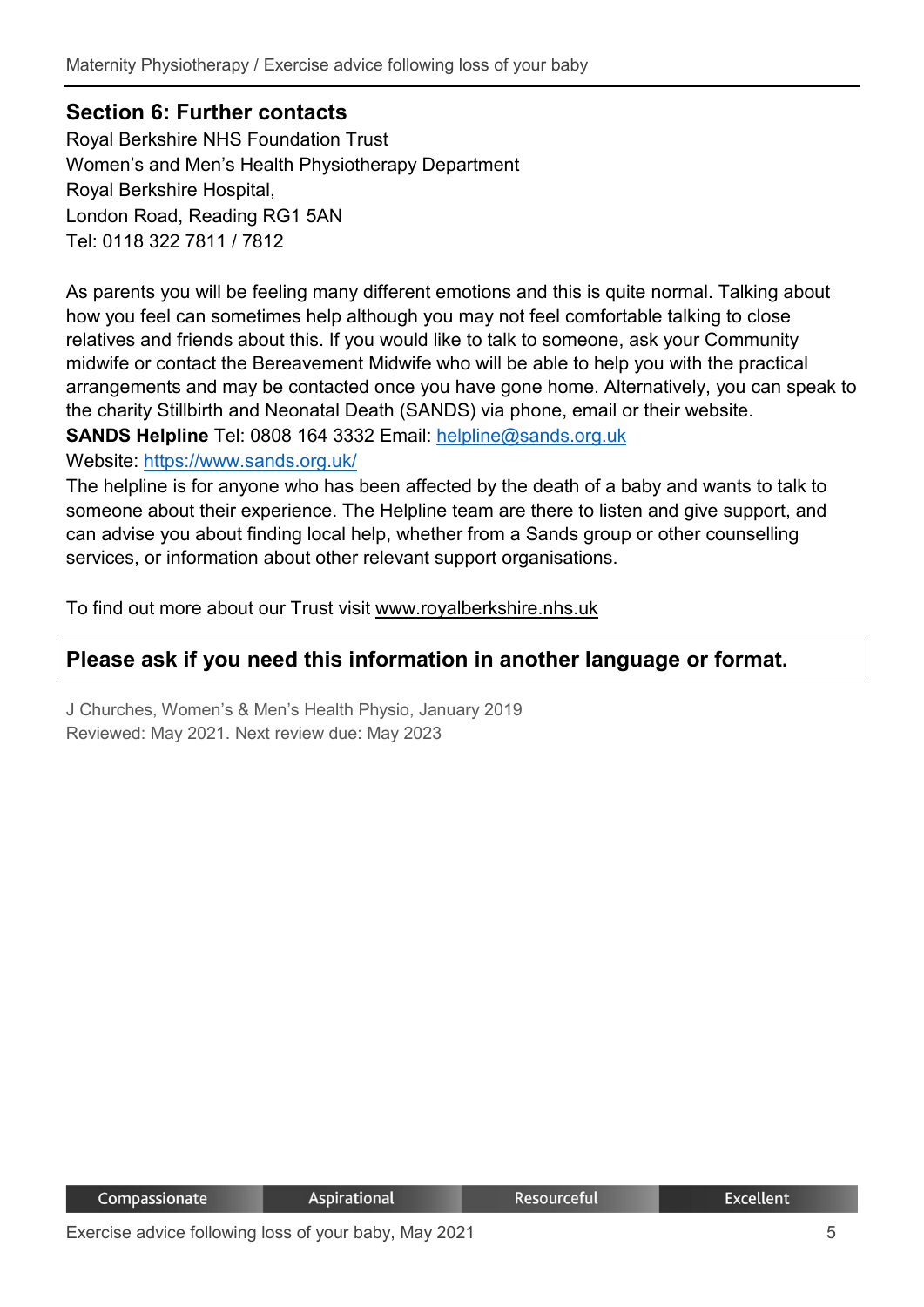## Section 6: Further contacts

Royal Berkshire NHS Foundation Trust
Women's and Men's Health Physiotherapy Department
Royal Berkshire Hospital,
London Road, Reading RG1 5AN
Tel: 0118 322 7811 / 7812

As parents you will be feeling many different emotions and this is quite normal. Talking about how you feel can sometimes help although you may not feel comfortable talking to close relatives and friends about this. If you would like to talk to someone, ask your Community midwife or contact the Bereavement Midwife who will be able to help you with the practical arrangements and may be contacted once you have gone home. Alternatively, you can speak to the charity Stillbirth and Neonatal Death (SANDS) via phone, email or their website.

**SANDS Helpline** Tel: 0808 164 3332 Email: helpline@sands.org.uk
Website: https://www.sands.org.uk/

The helpline is for anyone who has been affected by the death of a baby and wants to talk to someone about their experience. The Helpline team are there to listen and give support, and can advise you about finding local help, whether from a Sands group or other counselling services, or information about other relevant support organisations.

To find out more about our Trust visit www.royalberkshire.nhs.uk

**Please ask if you need this information in another language or format.**

J Churches, Women's & Men's Health Physio, January 2019
Reviewed: May 2021. Next review due: May 2023

Compassionate | Aspirational | Resourceful | Excellent